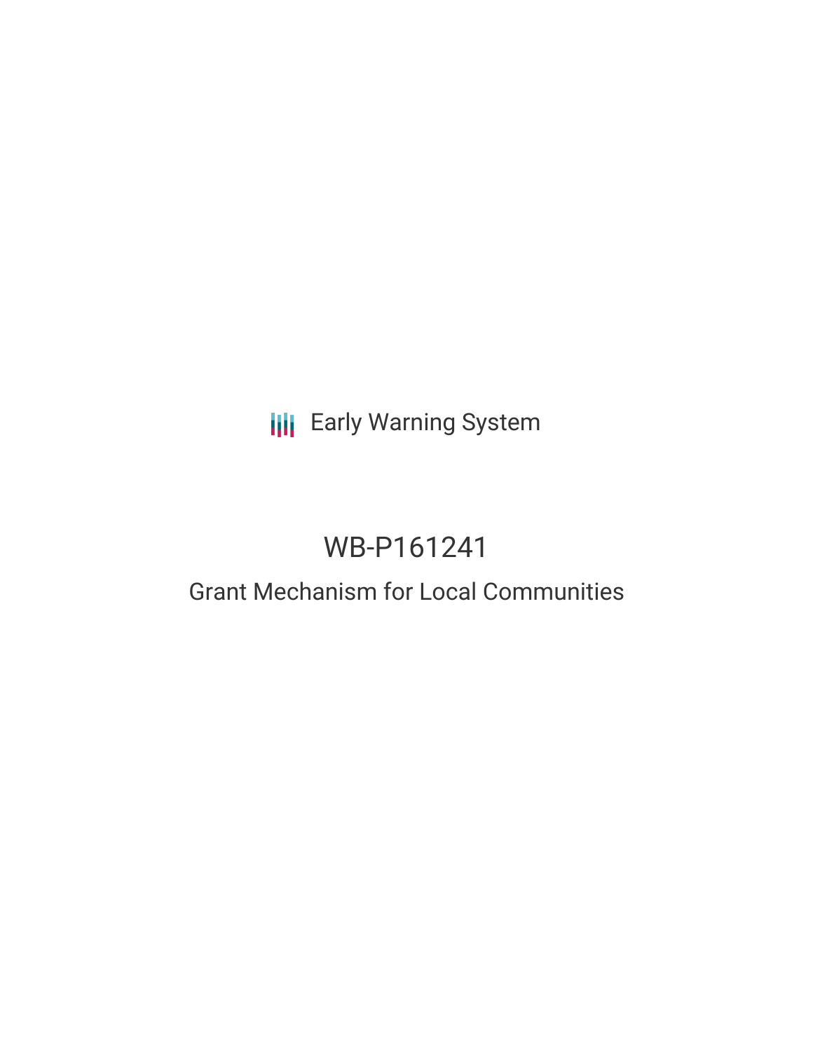Early Warning System

# WB-P161241

## Grant Mechanism for Local Communities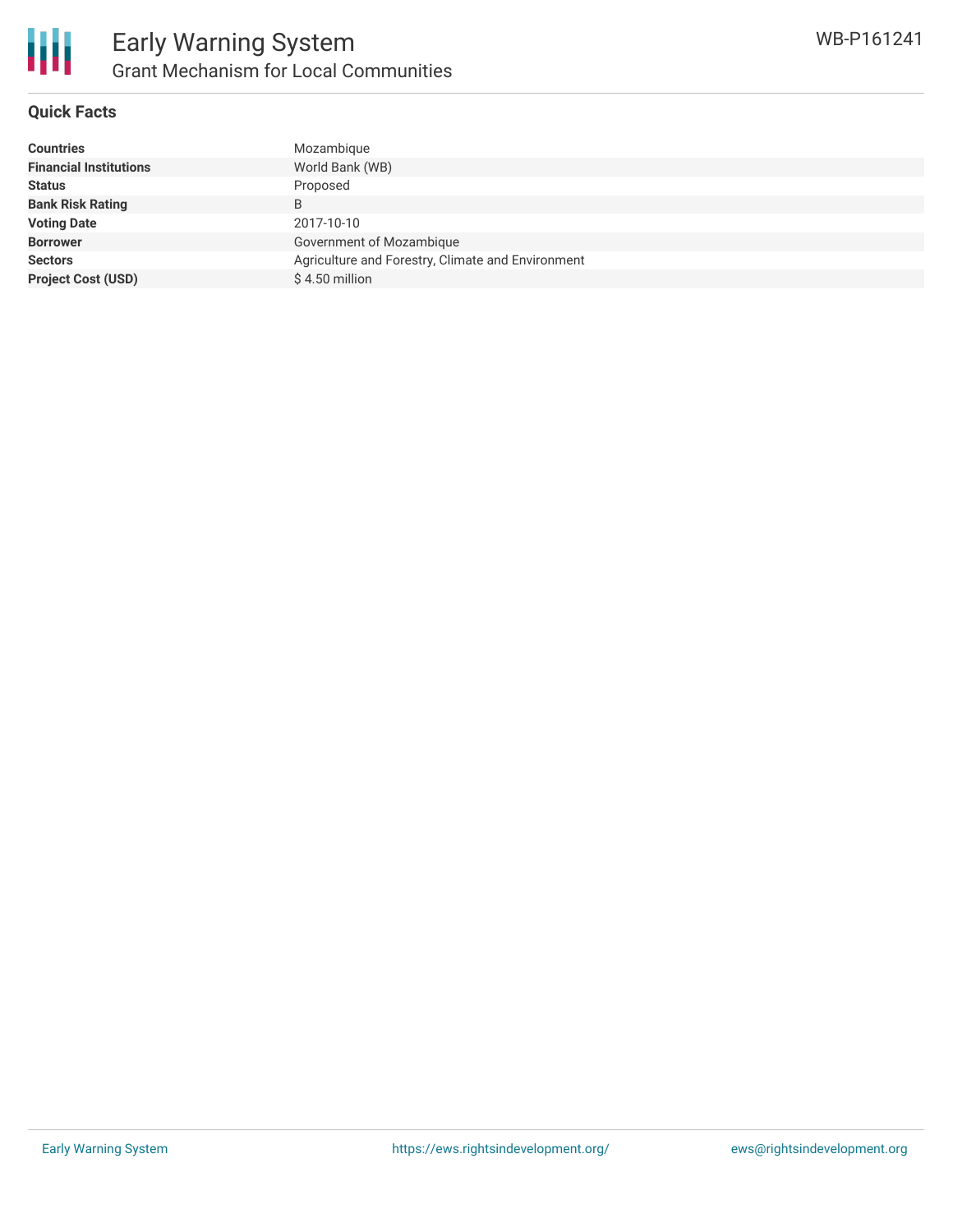# Early Warning System

## Grant Mechanism for Local Communities

WB-P161241

### Quick Facts

| | |
|---|---|
| **Countries** | Mozambique |
| **Financial Institutions** | World Bank (WB) |
| **Status** | Proposed |
| **Bank Risk Rating** | B |
| **Voting Date** | 2017-10-10 |
| **Borrower** | Government of Mozambique |
| **Sectors** | Agriculture and Forestry, Climate and Environment |
| **Project Cost (USD)** | $ 4.50 million |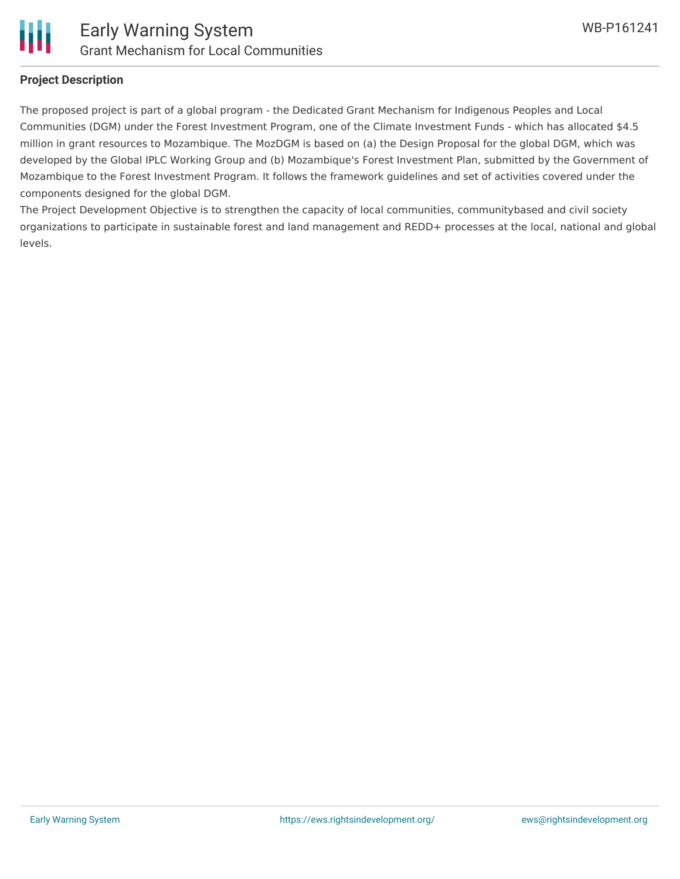**Project Description**

The proposed project is part of a global program - the Dedicated Grant Mechanism for Indigenous Peoples and Local Communities (DGM) under the Forest Investment Program, one of the Climate Investment Funds - which has allocated $4.5 million in grant resources to Mozambique. The MozDGM is based on (a) the Design Proposal for the global DGM, which was developed by the Global IPLC Working Group and (b) Mozambique's Forest Investment Plan, submitted by the Government of Mozambique to the Forest Investment Program. It follows the framework guidelines and set of activities covered under the components designed for the global DGM.

The Project Development Objective is to strengthen the capacity of local communities, communitybased and civil society organizations to participate in sustainable forest and land management and REDD+ processes at the local, national and global levels.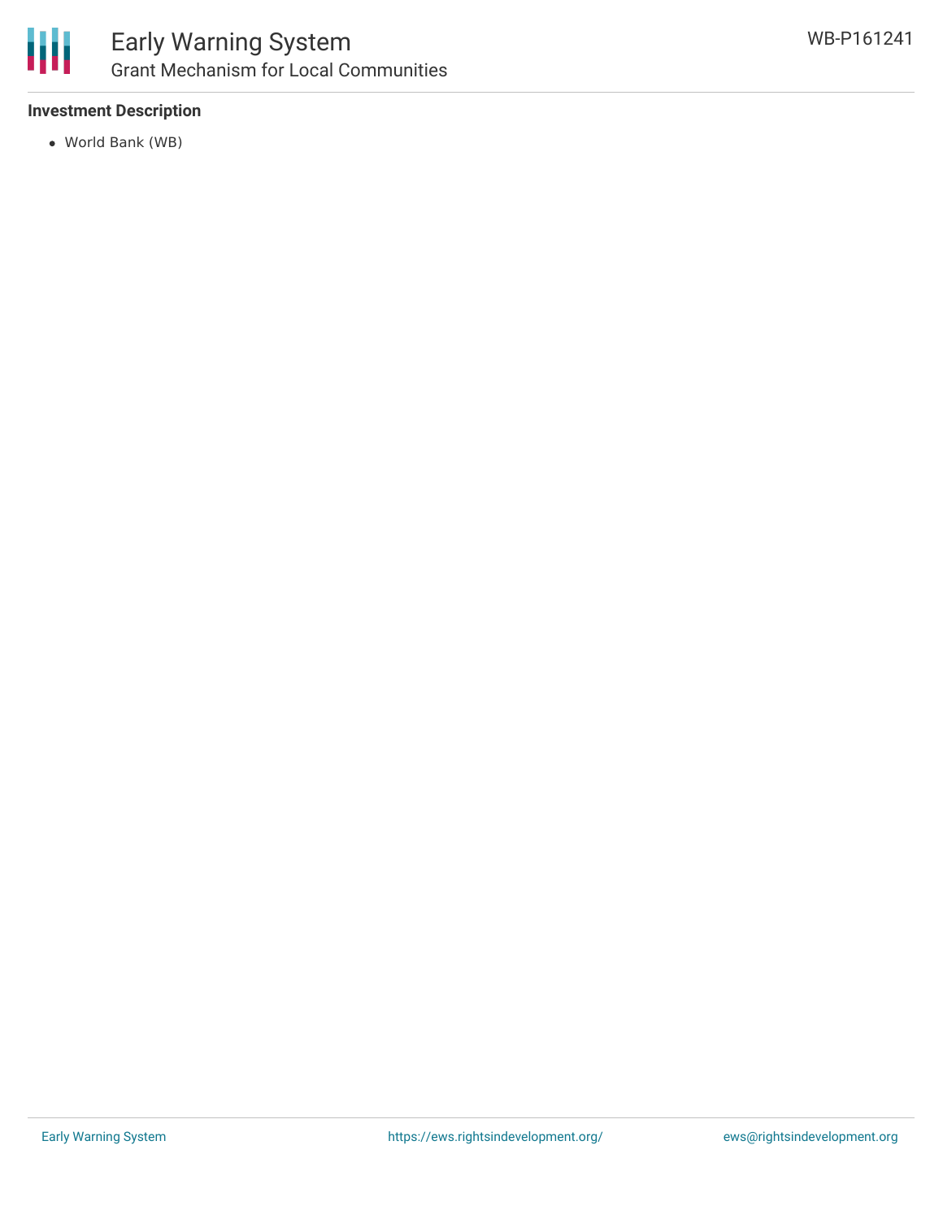#### Investment Description

- World Bank (WB)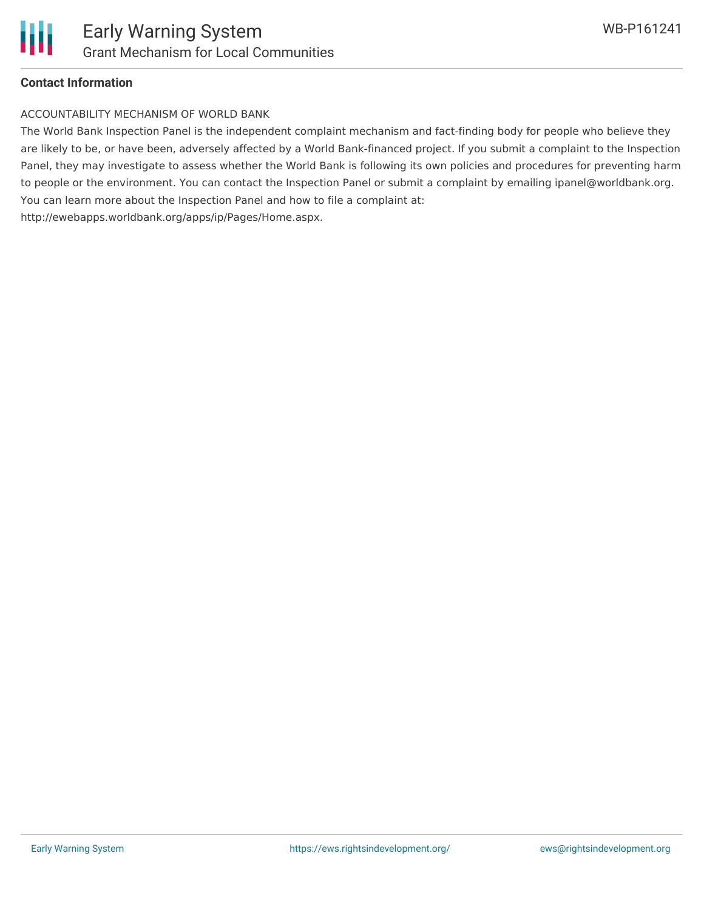**Contact Information**

ACCOUNTABILITY MECHANISM OF WORLD BANK

The World Bank Inspection Panel is the independent complaint mechanism and fact-finding body for people who believe they are likely to be, or have been, adversely affected by a World Bank-financed project. If you submit a complaint to the Inspection Panel, they may investigate to assess whether the World Bank is following its own policies and procedures for preventing harm to people or the environment. You can contact the Inspection Panel or submit a complaint by emailing ipanel@worldbank.org. You can learn more about the Inspection Panel and how to file a complaint at: http://ewebapps.worldbank.org/apps/ip/Pages/Home.aspx.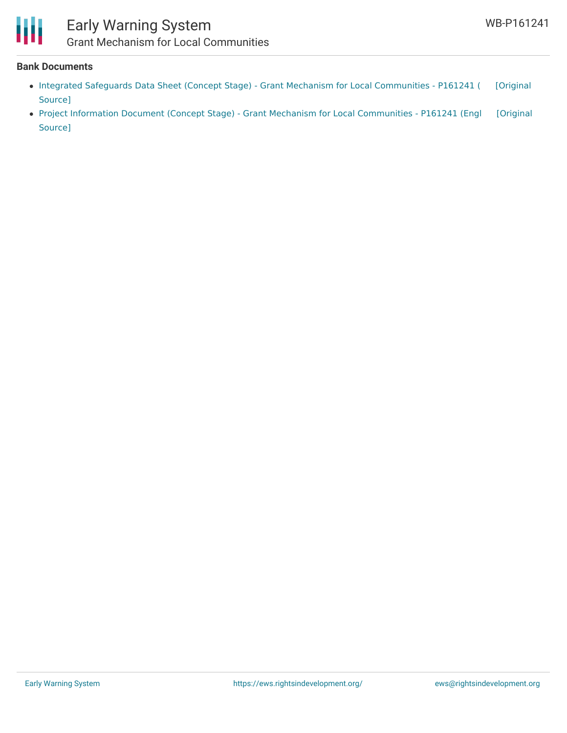**Bank Documents**

- Integrated Safeguards Data Sheet (Concept Stage) - Grant Mechanism for Local Communities - P161241 ( [Original Source]
- Project Information Document (Concept Stage) - Grant Mechanism for Local Communities - P161241 (Engl [Original Source]